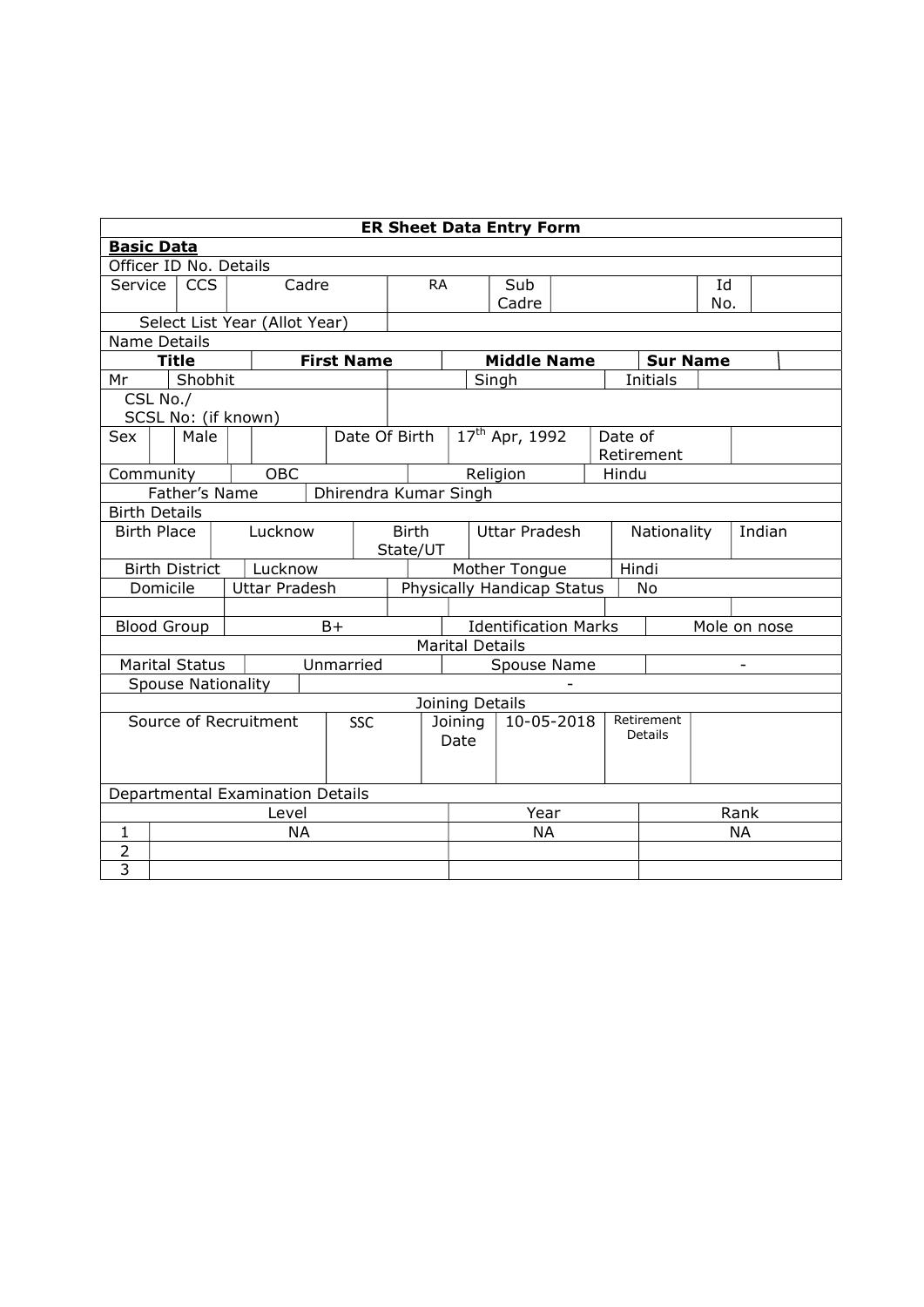**ER Sheet Data Entry Form**

**Basic Data**

Officer ID No. Details

| Service | CCS | Cadre | RA | Sub Cadre | | Id No. | |
|---|---|---|---|---|---|---|---|
| Select List Year (Allot Year) | | | | | | | |

Name Details

| Title | First Name | Middle Name | Sur Name |
|---|---|---|---|
| Mr | Shobhit | | Singh |

| Initials | |
|---|---|
| CSL No./ SCSL No: (if known) | |

| Sex | | Male | | | Date Of Birth | 17th Apr, 1992 | Date of Retirement | |
|---|---|---|---|---|---|---|---|---|
| Community | OBC | | Religion | Hindu | | | | |
| Father's Name | Dhirendra Kumar Singh | | | | | | | |

Birth Details

| Birth Place | Lucknow | Birth State/UT | Uttar Pradesh | Nationality | Indian |
|---|---|---|---|---|---|
| Birth District | Lucknow | Mother Tongue | Hindi | | |
| Domicile | Uttar Pradesh | Physically Handicap Status | No | | |
| | | | | | |
| Blood Group | B+ | Identification Marks | Mole on nose | | |

Marital Details

| Marital Status | Unmarried | Spouse Name | - |
|---|---|---|---|
| Spouse Nationality | - | | |

Joining Details

| Source of Recruitment | SSC | Joining Date | 10-05-2018 | Retirement Details | |
|---|---|---|---|---|---|

Departmental Examination Details

| | Level | Year | Rank |
|---|---|---|---|
| 1 | NA | NA | NA |
| 2 | | | |
| 3 | | | |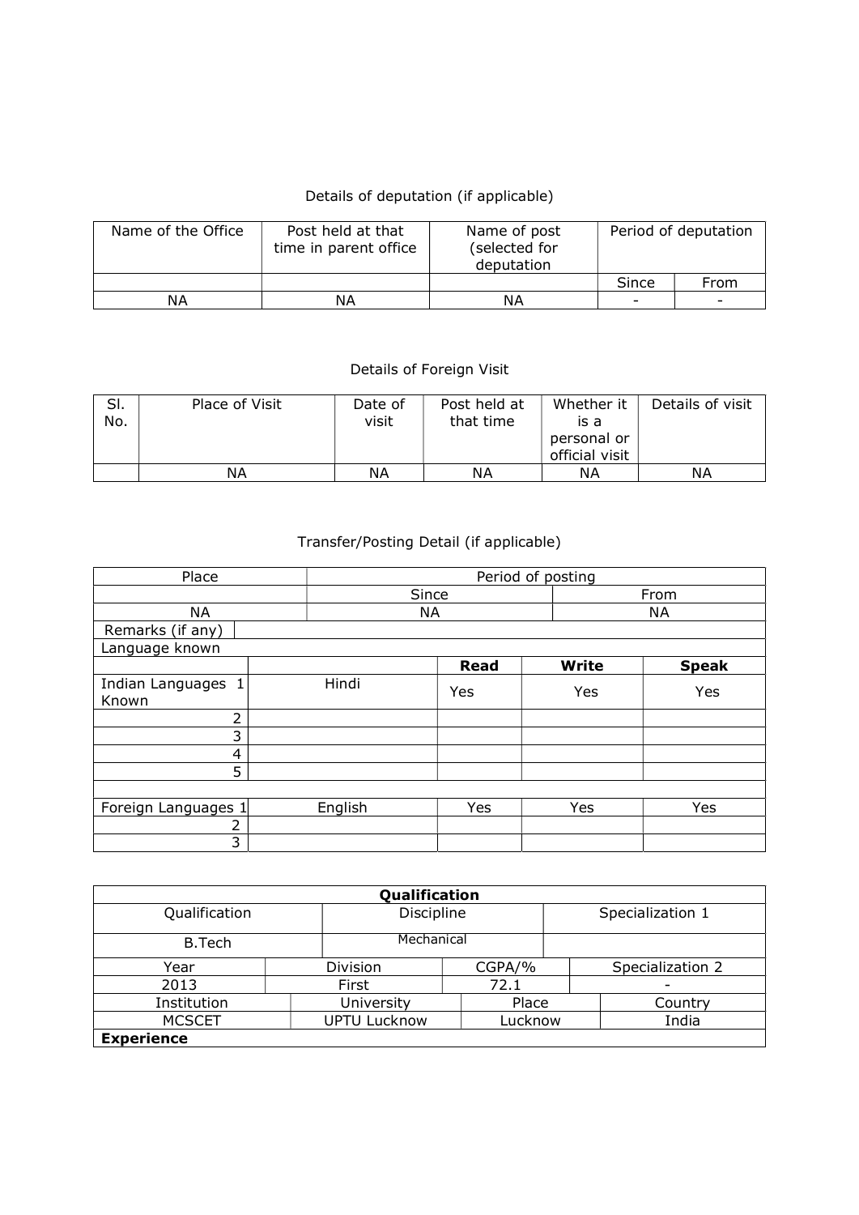Details of deputation (if applicable)

| Name of the Office | Post held at that time in parent office | Name of post (selected for deputation | Period of deputation | |
|---|---|---|---|---|
| | | | Since | From |
| NA | NA | NA | - | - |

Details of Foreign Visit

| Sl. No. | Place of Visit | Date of visit | Post held at that time | Whether it is a personal or official visit | Details of visit |
|---|---|---|---|---|---|
| | NA | NA | NA | NA | NA |

Transfer/Posting Detail (if applicable)

| Place | Period of posting | |
|---|---|---|
| | Since | From |
| NA | NA | NA |
| Remarks (if any) | | |

| Language known | | | | |
|---|---|---|---|---|
| | | **Read** | **Write** | **Speak** |
| Indian Languages Known 1 | Hindi | Yes | Yes | Yes |
| 2 | | | | |
| 3 | | | | |
| 4 | | | | |
| 5 | | | | |
| | | | | |
| Foreign Languages 1 | English | Yes | Yes | Yes |
| 2 | | | | |
| 3 | | | | |

| **Qualification** | | | |
|---|---|---|---|
| Qualification | Discipline | | Specialization 1 |
| B.Tech | Mechanical | | |
| Year | Division | CGPA/% | Specialization 2 |
| 2013 | First | 72.1 | - |
| Institution | University | Place | Country |
| MCSCET | UPTU Lucknow | Lucknow | India |
| **Experience** | | | |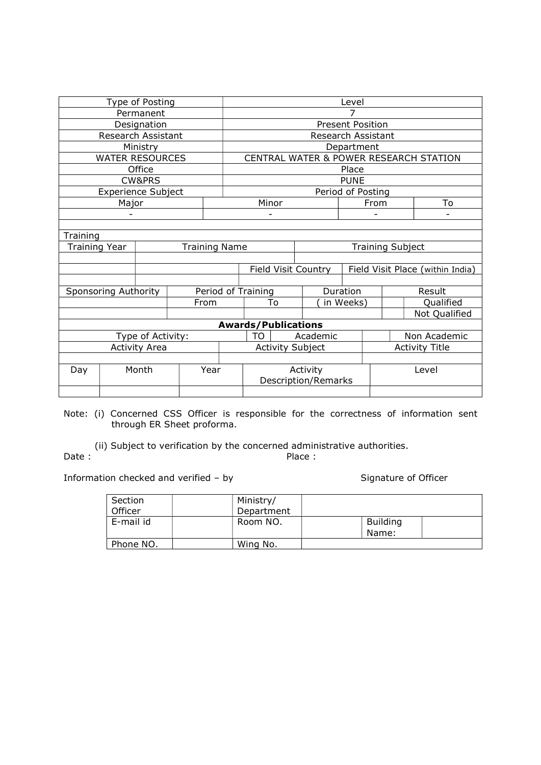| Type of Posting | Level |
|---|---|
| Permanent | 7 |
| Designation | Present Position |
| Research Assistant | Research Assistant |
| Ministry | Department |
| WATER RESOURCES | CENTRAL WATER & POWER RESEARCH STATION |
| Office | Place |
| CW&PRS | PUNE |
| Experience Subject | Period of Posting |

| Major | Minor | From | To |
|---|---|---|---|
| - | - | - | - |

| | | | |
|---|---|---|---|
| Training | | | |
| Training Year | Training Name | | Training Subject |
| | | | |
| | | Field Visit Country | Field Visit Place (within India) |
| | | | |

| Sponsoring Authority | Period of Training | | Duration | | Result |
|---|---|---|---|---|---|
| | From | To | ( in Weeks) | | Qualified |
| | | | | | Not Qualified |

| | | | | | |
|---|---|---|---|---|---|
| **Awards/Publications** | | | | | |
| Type of Activity: | TO | Academic | | | Non Academic |
| Activity Area | Activity Subject | | | Activity Title | |
| | | | | | |

| Day | Month | Year | Activity Description/Remarks | Level |
|---|---|---|---|---|
| | | | | |

Note: (i) Concerned CSS Officer is responsible for the correctness of information sent through ER Sheet proforma.

(ii) Subject to verification by the concerned administrative authorities.

Date : Place :

Information checked and verified – by Signature of Officer

| Section Officer | | Ministry/ Department | | | |
|---|---|---|---|---|---|
| E-mail id | | Room NO. | | Building Name: | |
| Phone NO. | | Wing No. | | | |